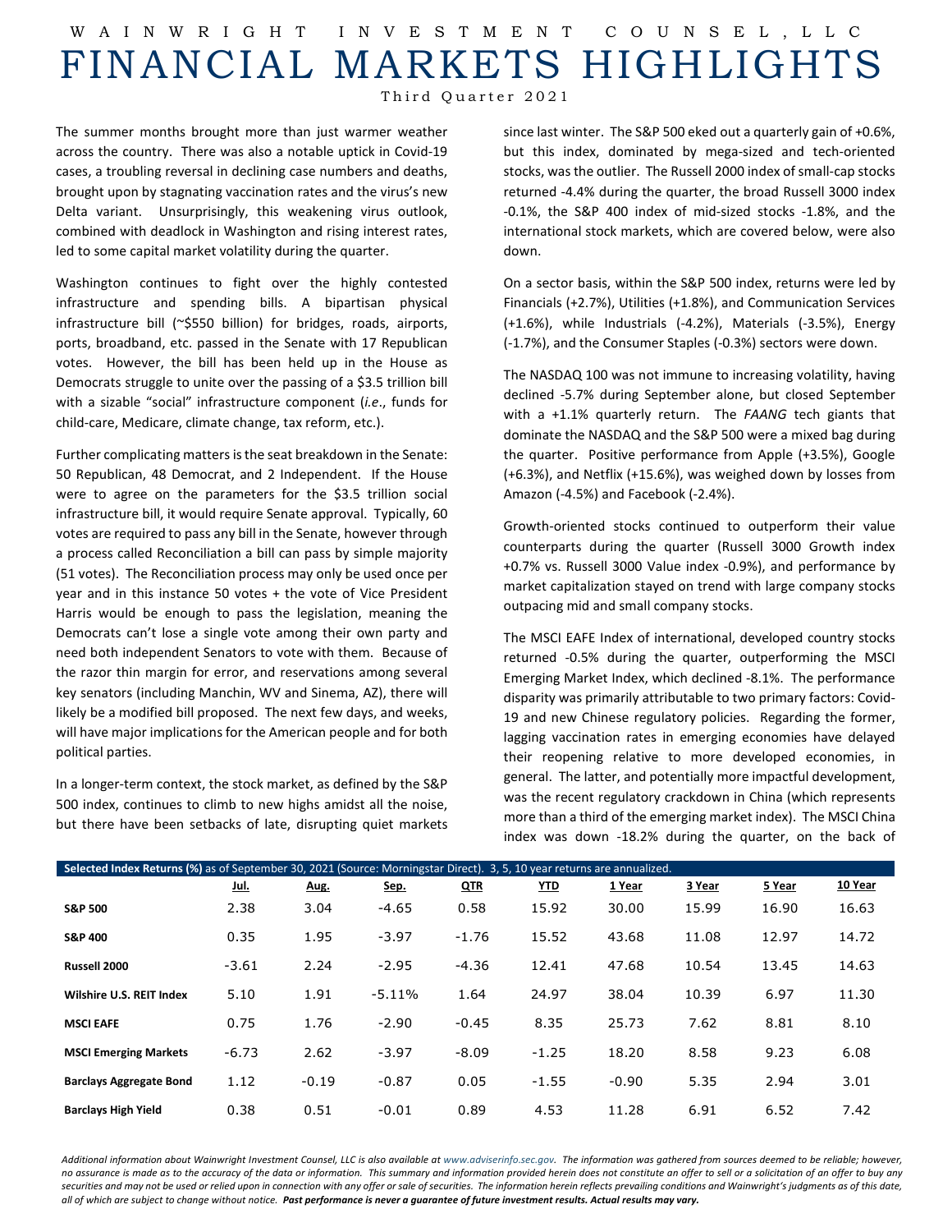# WAINWRIGHT INVESTMENT COUNSEL, LLC

# FINANCIAL MARKETS HIGHLIGHTS

Third Quarter 2021

The summer months brought more than just warmer weather across the country. There was also a notable uptick in Covid-19 cases, a troubling reversal in declining case numbers and deaths, brought upon by stagnating vaccination rates and the virus's new Delta variant. Unsurprisingly, this weakening virus outlook, combined with deadlock in Washington and rising interest rates, led to some capital market volatility during the quarter.

Washington continues to fight over the highly contested infrastructure and spending bills. A bipartisan physical infrastructure bill (~$550 billion) for bridges, roads, airports, ports, broadband, etc. passed in the Senate with 17 Republican votes. However, the bill has been held up in the House as Democrats struggle to unite over the passing of a $3.5 trillion bill with a sizable "social" infrastructure component (*i.e.*, funds for child-care, Medicare, climate change, tax reform, etc.).

Further complicating matters is the seat breakdown in the Senate: 50 Republican, 48 Democrat, and 2 Independent. If the House were to agree on the parameters for the $3.5 trillion social infrastructure bill, it would require Senate approval. Typically, 60 votes are required to pass any bill in the Senate, however through a process called Reconciliation a bill can pass by simple majority (51 votes). The Reconciliation process may only be used once per year and in this instance 50 votes + the vote of Vice President Harris would be enough to pass the legislation, meaning the Democrats can't lose a single vote among their own party and need both independent Senators to vote with them. Because of the razor thin margin for error, and reservations among several key senators (including Manchin, WV and Sinema, AZ), there will likely be a modified bill proposed. The next few days, and weeks, will have major implications for the American people and for both political parties.

In a longer-term context, the stock market, as defined by the S&P 500 index, continues to climb to new highs amidst all the noise, but there have been setbacks of late, disrupting quiet markets since last winter. The S&P 500 eked out a quarterly gain of +0.6%, but this index, dominated by mega-sized and tech-oriented stocks, was the outlier. The Russell 2000 index of small-cap stocks returned -4.4% during the quarter, the broad Russell 3000 index -0.1%, the S&P 400 index of mid-sized stocks -1.8%, and the international stock markets, which are covered below, were also down.

On a sector basis, within the S&P 500 index, returns were led by Financials (+2.7%), Utilities (+1.8%), and Communication Services (+1.6%), while Industrials (-4.2%), Materials (-3.5%), Energy (-1.7%), and the Consumer Staples (-0.3%) sectors were down.

The NASDAQ 100 was not immune to increasing volatility, having declined -5.7% during September alone, but closed September with a +1.1% quarterly return. The *FAANG* tech giants that dominate the NASDAQ and the S&P 500 were a mixed bag during the quarter. Positive performance from Apple (+3.5%), Google (+6.3%), and Netflix (+15.6%), was weighed down by losses from Amazon (-4.5%) and Facebook (-2.4%).

Growth-oriented stocks continued to outperform their value counterparts during the quarter (Russell 3000 Growth index +0.7% vs. Russell 3000 Value index -0.9%), and performance by market capitalization stayed on trend with large company stocks outpacing mid and small company stocks.

The MSCI EAFE Index of international, developed country stocks returned -0.5% during the quarter, outperforming the MSCI Emerging Market Index, which declined -8.1%. The performance disparity was primarily attributable to two primary factors: Covid-19 and new Chinese regulatory policies. Regarding the former, lagging vaccination rates in emerging economies have delayed their reopening relative to more developed economies, in general. The latter, and potentially more impactful development, was the recent regulatory crackdown in China (which represents more than a third of the emerging market index). The MSCI China index was down -18.2% during the quarter, on the back of

**Selected Index Returns (%)** as of September 30, 2021 (Source: Morningstar Direct). 3, 5, 10 year returns are annualized.

| | Jul. | Aug. | Sep. | QTR | YTD | 1 Year | 3 Year | 5 Year | 10 Year |
|---|---|---|---|---|---|---|---|---|---|
| **S&P 500** | 2.38 | 3.04 | -4.65 | 0.58 | 15.92 | 30.00 | 15.99 | 16.90 | 16.63 |
| **S&P 400** | 0.35 | 1.95 | -3.97 | -1.76 | 15.52 | 43.68 | 11.08 | 12.97 | 14.72 |
| **Russell 2000** | -3.61 | 2.24 | -2.95 | -4.36 | 12.41 | 47.68 | 10.54 | 13.45 | 14.63 |
| **Wilshire U.S. REIT Index** | 5.10 | 1.91 | -5.11% | 1.64 | 24.97 | 38.04 | 10.39 | 6.97 | 11.30 |
| **MSCI EAFE** | 0.75 | 1.76 | -2.90 | -0.45 | 8.35 | 25.73 | 7.62 | 8.81 | 8.10 |
| **MSCI Emerging Markets** | -6.73 | 2.62 | -3.97 | -8.09 | -1.25 | 18.20 | 8.58 | 9.23 | 6.08 |
| **Barclays Aggregate Bond** | 1.12 | -0.19 | -0.87 | 0.05 | -1.55 | -0.90 | 5.35 | 2.94 | 3.01 |
| **Barclays High Yield** | 0.38 | 0.51 | -0.01 | 0.89 | 4.53 | 11.28 | 6.91 | 6.52 | 7.42 |

*Additional information about Wainwright Investment Counsel, LLC is also available at www.adviserinfo.sec.gov. The information was gathered from sources deemed to be reliable; however, no assurance is made as to the accuracy of the data or information. This summary and information provided herein does not constitute an offer to sell or a solicitation of an offer to buy any securities and may not be used or relied upon in connection with any offer or sale of securities. The information herein reflects prevailing conditions and Wainwright's judgments as of this date, all of which are subject to change without notice.* ***Past performance is never a guarantee of future investment results. Actual results may vary.***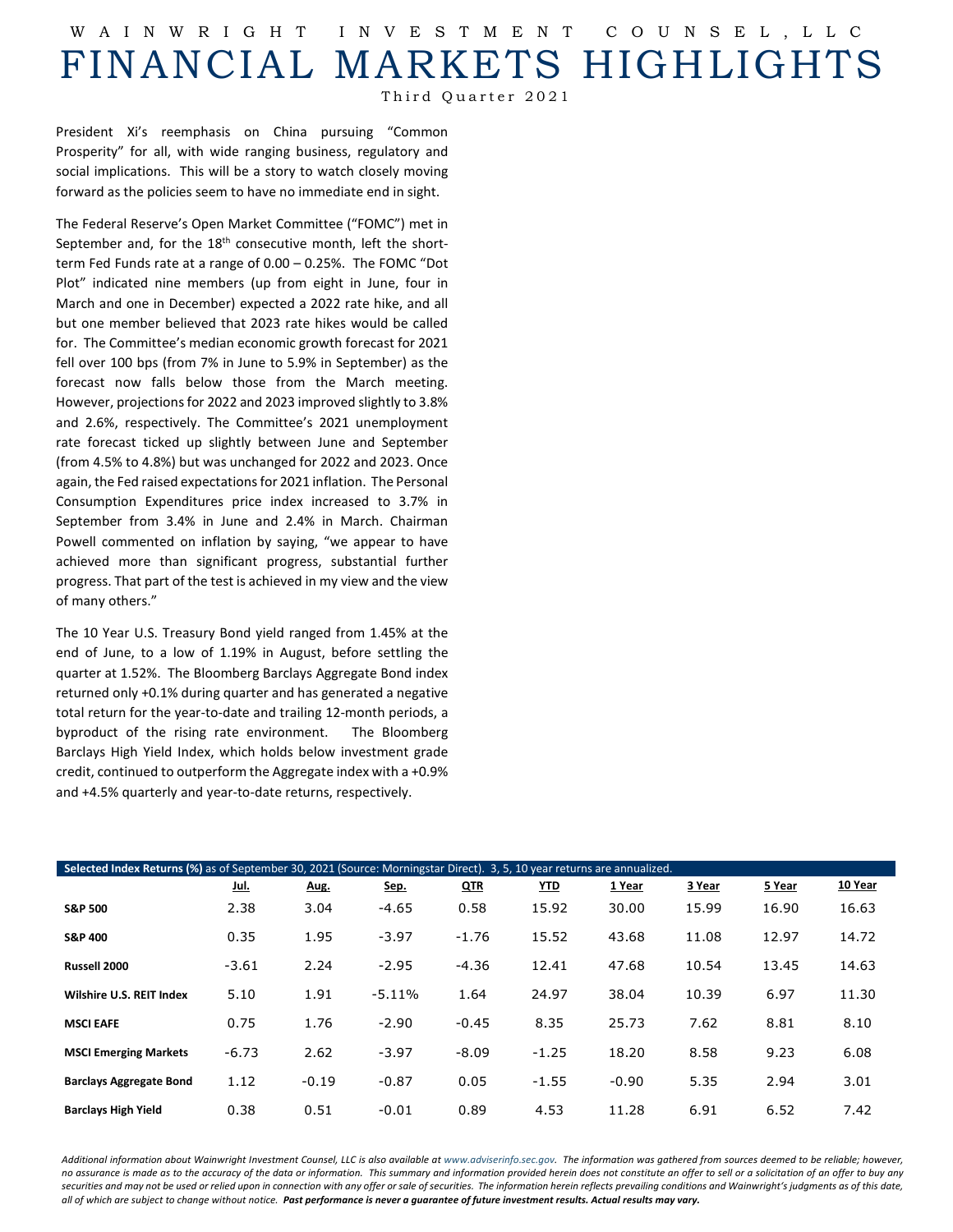W A I N W R I G H T   I N V E S T M E N T   C O U N S E L , L L C

# FINANCIAL MARKETS HIGHLIGHTS

Third Quarter 2021

President Xi's reemphasis on China pursuing "Common Prosperity" for all, with wide ranging business, regulatory and social implications. This will be a story to watch closely moving forward as the policies seem to have no immediate end in sight.

The Federal Reserve's Open Market Committee ("FOMC") met in September and, for the 18th consecutive month, left the short-term Fed Funds rate at a range of 0.00 – 0.25%. The FOMC "Dot Plot" indicated nine members (up from eight in June, four in March and one in December) expected a 2022 rate hike, and all but one member believed that 2023 rate hikes would be called for. The Committee's median economic growth forecast for 2021 fell over 100 bps (from 7% in June to 5.9% in September) as the forecast now falls below those from the March meeting. However, projections for 2022 and 2023 improved slightly to 3.8% and 2.6%, respectively. The Committee's 2021 unemployment rate forecast ticked up slightly between June and September (from 4.5% to 4.8%) but was unchanged for 2022 and 2023. Once again, the Fed raised expectations for 2021 inflation. The Personal Consumption Expenditures price index increased to 3.7% in September from 3.4% in June and 2.4% in March. Chairman Powell commented on inflation by saying, "we appear to have achieved more than significant progress, substantial further progress. That part of the test is achieved in my view and the view of many others."

The 10 Year U.S. Treasury Bond yield ranged from 1.45% at the end of June, to a low of 1.19% in August, before settling the quarter at 1.52%. The Bloomberg Barclays Aggregate Bond index returned only +0.1% during quarter and has generated a negative total return for the year-to-date and trailing 12-month periods, a byproduct of the rising rate environment. The Bloomberg Barclays High Yield Index, which holds below investment grade credit, continued to outperform the Aggregate index with a +0.9% and +4.5% quarterly and year-to-date returns, respectively.

**Selected Index Returns (%)** as of September 30, 2021 (Source: Morningstar Direct). 3, 5, 10 year returns are annualized.

| | Jul. | Aug. | Sep. | QTR | YTD | 1 Year | 3 Year | 5 Year | 10 Year |
|---|---|---|---|---|---|---|---|---|---|
| **S&P 500** | 2.38 | 3.04 | -4.65 | 0.58 | 15.92 | 30.00 | 15.99 | 16.90 | 16.63 |
| **S&P 400** | 0.35 | 1.95 | -3.97 | -1.76 | 15.52 | 43.68 | 11.08 | 12.97 | 14.72 |
| **Russell 2000** | -3.61 | 2.24 | -2.95 | -4.36 | 12.41 | 47.68 | 10.54 | 13.45 | 14.63 |
| **Wilshire U.S. REIT Index** | 5.10 | 1.91 | -5.11% | 1.64 | 24.97 | 38.04 | 10.39 | 6.97 | 11.30 |
| **MSCI EAFE** | 0.75 | 1.76 | -2.90 | -0.45 | 8.35 | 25.73 | 7.62 | 8.81 | 8.10 |
| **MSCI Emerging Markets** | -6.73 | 2.62 | -3.97 | -8.09 | -1.25 | 18.20 | 8.58 | 9.23 | 6.08 |
| **Barclays Aggregate Bond** | 1.12 | -0.19 | -0.87 | 0.05 | -1.55 | -0.90 | 5.35 | 2.94 | 3.01 |
| **Barclays High Yield** | 0.38 | 0.51 | -0.01 | 0.89 | 4.53 | 11.28 | 6.91 | 6.52 | 7.42 |

*Additional information about Wainwright Investment Counsel, LLC is also available at www.adviserinfo.sec.gov. The information was gathered from sources deemed to be reliable; however, no assurance is made as to the accuracy of the data or information. This summary and information provided herein does not constitute an offer to sell or a solicitation of an offer to buy any securities and may not be used or relied upon in connection with any offer or sale of securities. The information herein reflects prevailing conditions and Wainwright's judgments as of this date, all of which are subject to change without notice.* ***Past performance is never a guarantee of future investment results. Actual results may vary.***